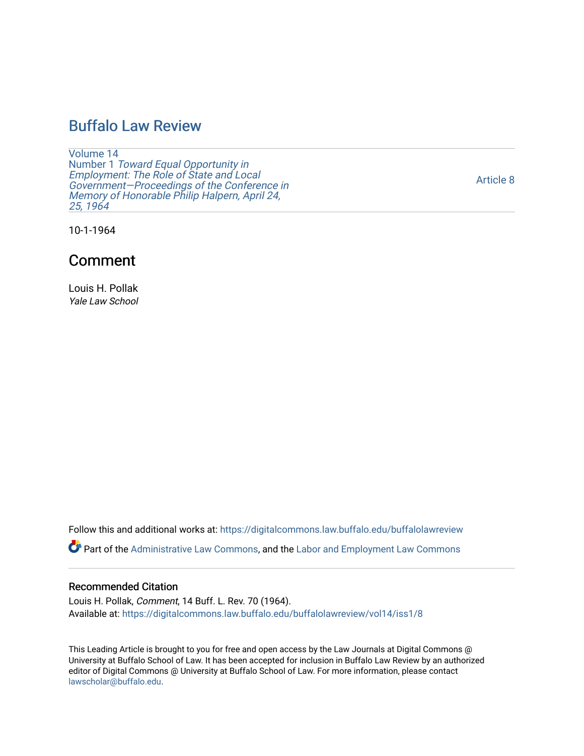# Buffalo Law Review

Volume 14
Number 1 *Toward Equal Opportunity in Employment: The Role of State and Local Government—Proceedings of the Conference in Memory of Honorable Philip Halpern, April 24, 25, 1964*

Article 8

10-1-1964

## Comment

Louis H. Pollak
*Yale Law School*

Follow this and additional works at: https://digitalcommons.law.buffalo.edu/buffalolawreview

Part of the Administrative Law Commons, and the Labor and Employment Law Commons

### Recommended Citation

Louis H. Pollak, *Comment*, 14 Buff. L. Rev. 70 (1964).
Available at: https://digitalcommons.law.buffalo.edu/buffalolawreview/vol14/iss1/8

This Leading Article is brought to you for free and open access by the Law Journals at Digital Commons @ University at Buffalo School of Law. It has been accepted for inclusion in Buffalo Law Review by an authorized editor of Digital Commons @ University at Buffalo School of Law. For more information, please contact lawscholar@buffalo.edu.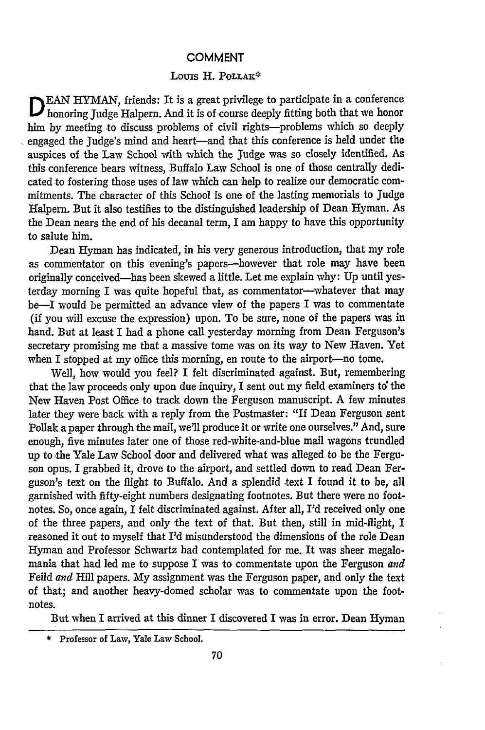## COMMENT

Louis H. Pollak[*]

DEAN HYMAN, friends: It is a great privilege to participate in a conference honoring Judge Halpern. And it is of course deeply fitting both that we honor him by meeting to discuss problems of civil rights—problems which so deeply engaged the Judge's mind and heart—and that this conference is held under the auspices of the Law School with which the Judge was so closely identified. As this conference bears witness, Buffalo Law School is one of those centrally dedicated to fostering those uses of law which can help to realize our democratic commitments. The character of this School is one of the lasting memorials to Judge Halpern. But it also testifies to the distinguished leadership of Dean Hyman. As the Dean nears the end of his decanal term, I am happy to have this opportunity to salute him.

Dean Hyman has indicated, in his very generous introduction, that my role as commentator on this evening's papers—however that role may have been originally conceived—has been skewed a little. Let me explain why: Up until yesterday morning I was quite hopeful that, as commentator—whatever that may be—I would be permitted an advance view of the papers I was to commentate (if you will excuse the expression) upon. To be sure, none of the papers was in hand. But at least I had a phone call yesterday morning from Dean Ferguson's secretary promising me that a massive tome was on its way to New Haven. Yet when I stopped at my office this morning, en route to the airport—no tome.

Well, how would you feel? I felt discriminated against. But, remembering that the law proceeds only upon due inquiry, I sent out my field examiners to the New Haven Post Office to track down the Ferguson manuscript. A few minutes later they were back with a reply from the Postmaster: "If Dean Ferguson sent Pollak a paper through the mail, we'll produce it or write one ourselves." And, sure enough, five minutes later one of those red-white-and-blue mail wagons trundled up to the Yale Law School door and delivered what was alleged to be the Ferguson opus. I grabbed it, drove to the airport, and settled down to read Dean Ferguson's text on the flight to Buffalo. And a splendid text I found it to be, all garnished with fifty-eight numbers designating footnotes. But there were no footnotes. So, once again, I felt discriminated against. After all, I'd received only one of the three papers, and only the text of that. But then, still in mid-flight, I reasoned it out to myself that I'd misunderstood the dimensions of the role Dean Hyman and Professor Schwartz had contemplated for me. It was sheer megalomania that had led me to suppose I was to commentate upon the Ferguson *and* Feild *and* Hill papers. My assignment was the Ferguson paper, and only the text of that; and another heavy-domed scholar was to commentate upon the footnotes.

But when I arrived at this dinner I discovered I was in error. Dean Hyman

---

[*] Professor of Law, Yale Law School.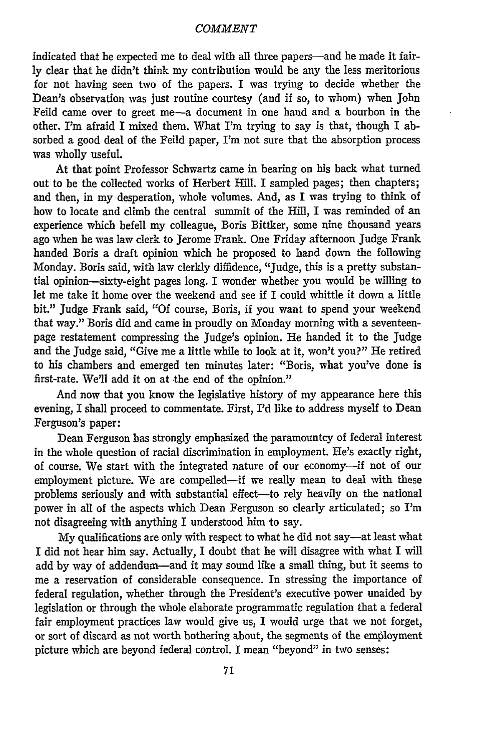indicated that he expected me to deal with all three papers—and he made it fairly clear that he didn't think my contribution would be any the less meritorious for not having seen two of the papers. I was trying to decide whether the Dean's observation was just routine courtesy (and if so, to whom) when John Feild came over to greet me—a document in one hand and a bourbon in the other. I'm afraid I mixed them. What I'm trying to say is that, though I absorbed a good deal of the Feild paper, I'm not sure that the absorption process was wholly useful.

At that point Professor Schwartz came in bearing on his back what turned out to be the collected works of Herbert Hill. I sampled pages; then chapters; and then, in my desperation, whole volumes. And, as I was trying to think of how to locate and climb the central summit of the Hill, I was reminded of an experience which befell my colleague, Boris Bittker, some nine thousand years ago when he was law clerk to Jerome Frank. One Friday afternoon Judge Frank handed Boris a draft opinion which he proposed to hand down the following Monday. Boris said, with law clerkly diffidence, "Judge, this is a pretty substantial opinion—sixty-eight pages long. I wonder whether you would be willing to let me take it home over the weekend and see if I could whittle it down a little bit." Judge Frank said, "Of course, Boris, if you want to spend your weekend that way." Boris did and came in proudly on Monday morning with a seventeen-page restatement compressing the Judge's opinion. He handed it to the Judge and the Judge said, "Give me a little while to look at it, won't you?" He retired to his chambers and emerged ten minutes later: "Boris, what you've done is first-rate. We'll add it on at the end of the opinion."

And now that you know the legislative history of my appearance here this evening, I shall proceed to commentate. First, I'd like to address myself to Dean Ferguson's paper:

Dean Ferguson has strongly emphasized the paramountcy of federal interest in the whole question of racial discrimination in employment. He's exactly right, of course. We start with the integrated nature of our economy—if not of our employment picture. We are compelled—if we really mean to deal with these problems seriously and with substantial effect—to rely heavily on the national power in all of the aspects which Dean Ferguson so clearly articulated; so I'm not disagreeing with anything I understood him to say.

My qualifications are only with respect to what he did not say—at least what I did not hear him say. Actually, I doubt that he will disagree with what I will add by way of addendum—and it may sound like a small thing, but it seems to me a reservation of considerable consequence. In stressing the importance of federal regulation, whether through the President's executive power unaided by legislation or through the whole elaborate programmatic regulation that a federal fair employment practices law would give us, I would urge that we not forget, or sort of discard as not worth bothering about, the segments of the employment picture which are beyond federal control. I mean "beyond" in two senses: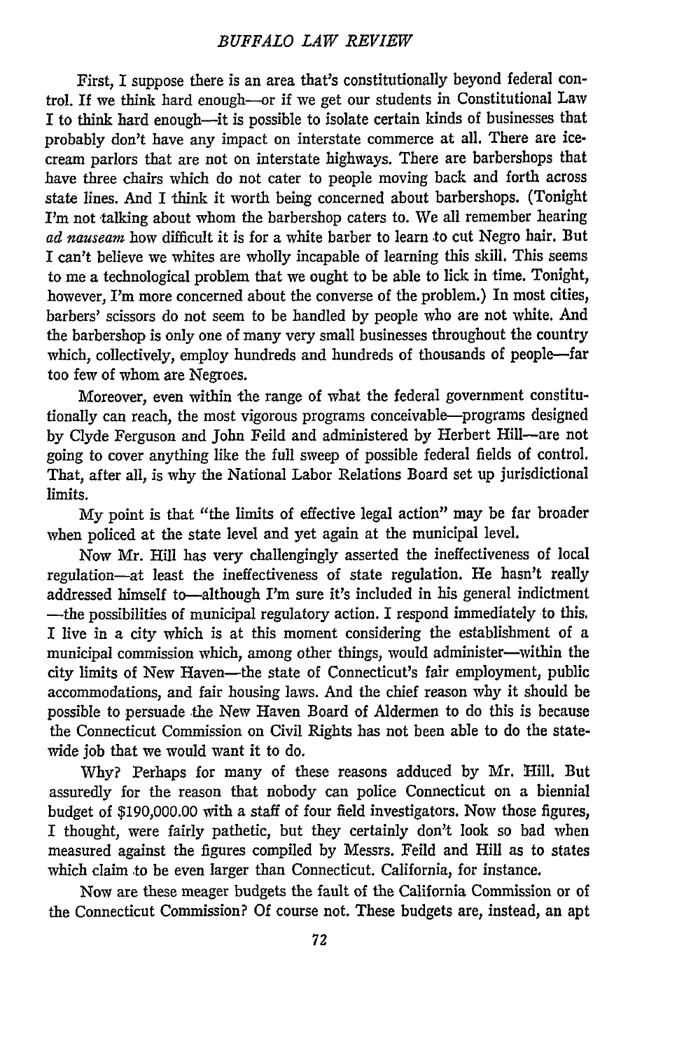First, I suppose there is an area that's constitutionally beyond federal control. If we think hard enough—or if we get our students in Constitutional Law I to think hard enough—it is possible to isolate certain kinds of businesses that probably don't have any impact on interstate commerce at all. There are ice-cream parlors that are not on interstate highways. There are barbershops that have three chairs which do not cater to people moving back and forth across state lines. And I think it worth being concerned about barbershops. (Tonight I'm not talking about whom the barbershop caters to. We all remember hearing *ad nauseam* how difficult it is for a white barber to learn to cut Negro hair. But I can't believe we whites are wholly incapable of learning this skill. This seems to me a technological problem that we ought to be able to lick in time. Tonight, however, I'm more concerned about the converse of the problem.) In most cities, barbers' scissors do not seem to be handled by people who are not white. And the barbershop is only one of many very small businesses throughout the country which, collectively, employ hundreds and hundreds of thousands of people—far too few of whom are Negroes.

Moreover, even within the range of what the federal government constitutionally can reach, the most vigorous programs conceivable—programs designed by Clyde Ferguson and John Feild and administered by Herbert Hill—are not going to cover anything like the full sweep of possible federal fields of control. That, after all, is why the National Labor Relations Board set up jurisdictional limits.

My point is that "the limits of effective legal action" may be far broader when policed at the state level and yet again at the municipal level.

Now Mr. Hill has very challengingly asserted the ineffectiveness of local regulation—at least the ineffectiveness of state regulation. He hasn't really addressed himself to—although I'm sure it's included in his general indictment—the possibilities of municipal regulatory action. I respond immediately to this. I live in a city which is at this moment considering the establishment of a municipal commission which, among other things, would administer—within the city limits of New Haven—the state of Connecticut's fair employment, public accommodations, and fair housing laws. And the chief reason why it should be possible to persuade the New Haven Board of Aldermen to do this is because the Connecticut Commission on Civil Rights has not been able to do the statewide job that we would want it to do.

Why? Perhaps for many of these reasons adduced by Mr. Hill. But assuredly for the reason that nobody can police Connecticut on a biennial budget of $190,000.00 with a staff of four field investigators. Now those figures, I thought, were fairly pathetic, but they certainly don't look so bad when measured against the figures compiled by Messrs. Feild and Hill as to states which claim to be even larger than Connecticut. California, for instance.

Now are these meager budgets the fault of the California Commission or of the Connecticut Commission? Of course not. These budgets are, instead, an apt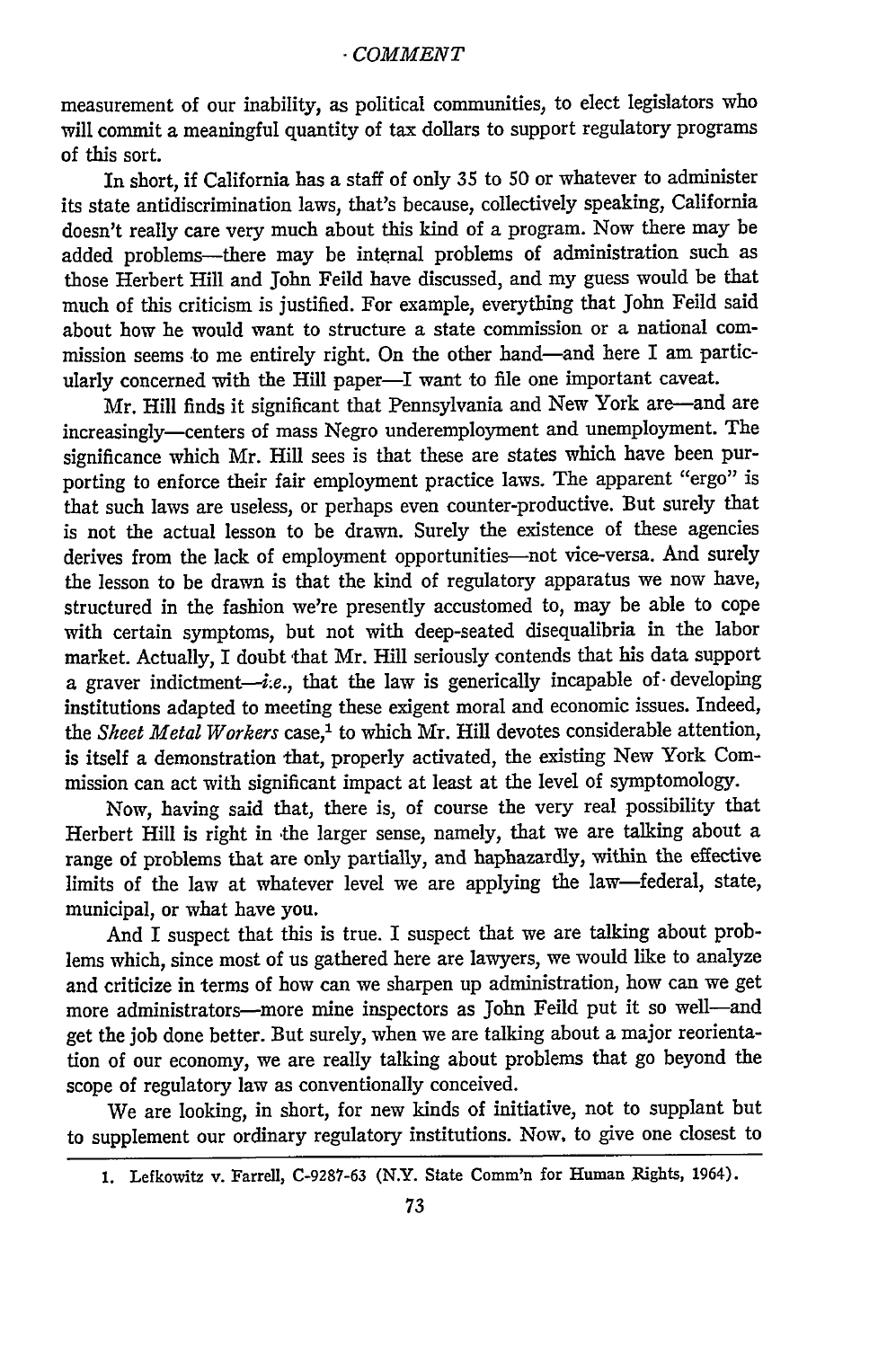measurement of our inability, as political communities, to elect legislators who will commit a meaningful quantity of tax dollars to support regulatory programs of this sort.

In short, if California has a staff of only 35 to 50 or whatever to administer its state antidiscrimination laws, that's because, collectively speaking, California doesn't really care very much about this kind of a program. Now there may be added problems—there may be internal problems of administration such as those Herbert Hill and John Feild have discussed, and my guess would be that much of this criticism is justified. For example, everything that John Feild said about how he would want to structure a state commission or a national commission seems to me entirely right. On the other hand—and here I am particularly concerned with the Hill paper—I want to file one important caveat.

Mr. Hill finds it significant that Pennsylvania and New York are—and are increasingly—centers of mass Negro underemployment and unemployment. The significance which Mr. Hill sees is that these are states which have been purporting to enforce their fair employment practice laws. The apparent "ergo" is that such laws are useless, or perhaps even counter-productive. But surely that is not the actual lesson to be drawn. Surely the existence of these agencies derives from the lack of employment opportunities—not vice-versa. And surely the lesson to be drawn is that the kind of regulatory apparatus we now have, structured in the fashion we're presently accustomed to, may be able to cope with certain symptoms, but not with deep-seated disequalibria in the labor market. Actually, I doubt that Mr. Hill seriously contends that his data support a graver indictment—*i.e.*, that the law is generically incapable of developing institutions adapted to meeting these exigent moral and economic issues. Indeed, the *Sheet Metal Workers* case,[1] to which Mr. Hill devotes considerable attention, is itself a demonstration that, properly activated, the existing New York Commission can act with significant impact at least at the level of symptomology.

Now, having said that, there is, of course the very real possibility that Herbert Hill is right in the larger sense, namely, that we are talking about a range of problems that are only partially, and haphazardly, within the effective limits of the law at whatever level we are applying the law—federal, state, municipal, or what have you.

And I suspect that this is true. I suspect that we are talking about problems which, since most of us gathered here are lawyers, we would like to analyze and criticize in terms of how can we sharpen up administration, how can we get more administrators—more mine inspectors as John Feild put it so well—and get the job done better. But surely, when we are talking about a major reorientation of our economy, we are really talking about problems that go beyond the scope of regulatory law as conventionally conceived.

We are looking, in short, for new kinds of initiative, not to supplant but to supplement our ordinary regulatory institutions. Now, to give one closest to

1. Lefkowitz v. Farrell, C-9287-63 (N.Y. State Comm'n for Human Rights, 1964).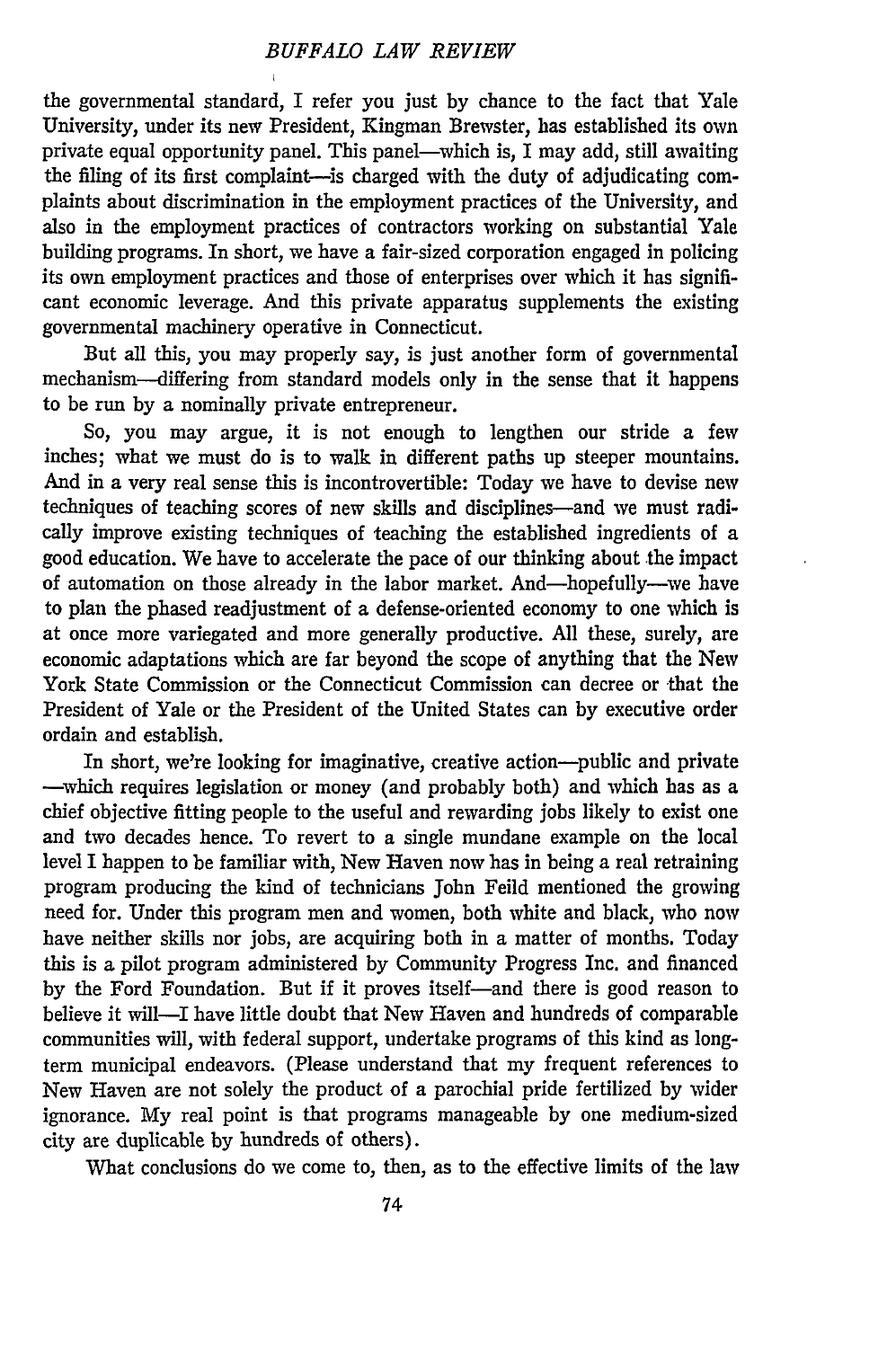the governmental standard, I refer you just by chance to the fact that Yale University, under its new President, Kingman Brewster, has established its own private equal opportunity panel. This panel—which is, I may add, still awaiting the filing of its first complaint—is charged with the duty of adjudicating complaints about discrimination in the employment practices of the University, and also in the employment practices of contractors working on substantial Yale building programs. In short, we have a fair-sized corporation engaged in policing its own employment practices and those of enterprises over which it has significant economic leverage. And this private apparatus supplements the existing governmental machinery operative in Connecticut.

But all this, you may properly say, is just another form of governmental mechanism—differing from standard models only in the sense that it happens to be run by a nominally private entrepreneur.

So, you may argue, it is not enough to lengthen our stride a few inches; what we must do is to walk in different paths up steeper mountains. And in a very real sense this is incontrovertible: Today we have to devise new techniques of teaching scores of new skills and disciplines—and we must radically improve existing techniques of teaching the established ingredients of a good education. We have to accelerate the pace of our thinking about the impact of automation on those already in the labor market. And—hopefully—we have to plan the phased readjustment of a defense-oriented economy to one which is at once more variegated and more generally productive. All these, surely, are economic adaptations which are far beyond the scope of anything that the New York State Commission or the Connecticut Commission can decree or that the President of Yale or the President of the United States can by executive order ordain and establish.

In short, we're looking for imaginative, creative action—public and private—which requires legislation or money (and probably both) and which has as a chief objective fitting people to the useful and rewarding jobs likely to exist one and two decades hence. To revert to a single mundane example on the local level I happen to be familiar with, New Haven now has in being a real retraining program producing the kind of technicians John Feild mentioned the growing need for. Under this program men and women, both white and black, who now have neither skills nor jobs, are acquiring both in a matter of months. Today this is a pilot program administered by Community Progress Inc. and financed by the Ford Foundation. But if it proves itself—and there is good reason to believe it will—I have little doubt that New Haven and hundreds of comparable communities will, with federal support, undertake programs of this kind as long-term municipal endeavors. (Please understand that my frequent references to New Haven are not solely the product of a parochial pride fertilized by wider ignorance. My real point is that programs manageable by one medium-sized city are duplicable by hundreds of others).

What conclusions do we come to, then, as to the effective limits of the law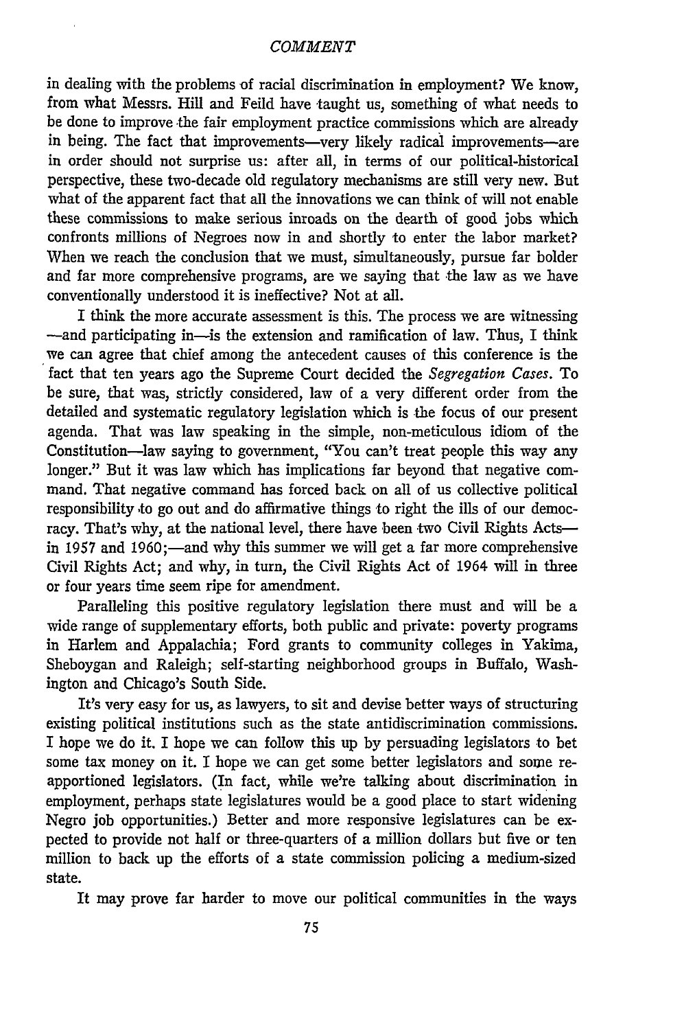in dealing with the problems of racial discrimination in employment? We know, from what Messrs. Hill and Feild have taught us, something of what needs to be done to improve the fair employment practice commissions which are already in being. The fact that improvements—very likely radical improvements—are in order should not surprise us: after all, in terms of our political-historical perspective, these two-decade old regulatory mechanisms are still very new. But what of the apparent fact that all the innovations we can think of will not enable these commissions to make serious inroads on the dearth of good jobs which confronts millions of Negroes now in and shortly to enter the labor market? When we reach the conclusion that we must, simultaneously, pursue far bolder and far more comprehensive programs, are we saying that the law as we have conventionally understood it is ineffective? Not at all.

I think the more accurate assessment is this. The process we are witnessing —and participating in—is the extension and ramification of law. Thus, I think we can agree that chief among the antecedent causes of this conference is the fact that ten years ago the Supreme Court decided the *Segregation Cases*. To be sure, that was, strictly considered, law of a very different order from the detailed and systematic regulatory legislation which is the focus of our present agenda. That was law speaking in the simple, non-meticulous idiom of the Constitution—law saying to government, "You can't treat people this way any longer." But it was law which has implications far beyond that negative command. That negative command has forced back on all of us collective political responsibility to go out and do affirmative things to right the ills of our democracy. That's why, at the national level, there have been two Civil Rights Acts—in 1957 and 1960;—and why this summer we will get a far more comprehensive Civil Rights Act; and why, in turn, the Civil Rights Act of 1964 will in three or four years time seem ripe for amendment.

Paralleling this positive regulatory legislation there must and will be a wide range of supplementary efforts, both public and private: poverty programs in Harlem and Appalachia; Ford grants to community colleges in Yakima, Sheboygan and Raleigh; self-starting neighborhood groups in Buffalo, Washington and Chicago's South Side.

It's very easy for us, as lawyers, to sit and devise better ways of structuring existing political institutions such as the state antidiscrimination commissions. I hope we do it. I hope we can follow this up by persuading legislators to bet some tax money on it. I hope we can get some better legislators and some reapportioned legislators. (In fact, while we're talking about discrimination in employment, perhaps state legislatures would be a good place to start widening Negro job opportunities.) Better and more responsive legislatures can be expected to provide not half or three-quarters of a million dollars but five or ten million to back up the efforts of a state commission policing a medium-sized state.

It may prove far harder to move our political communities in the ways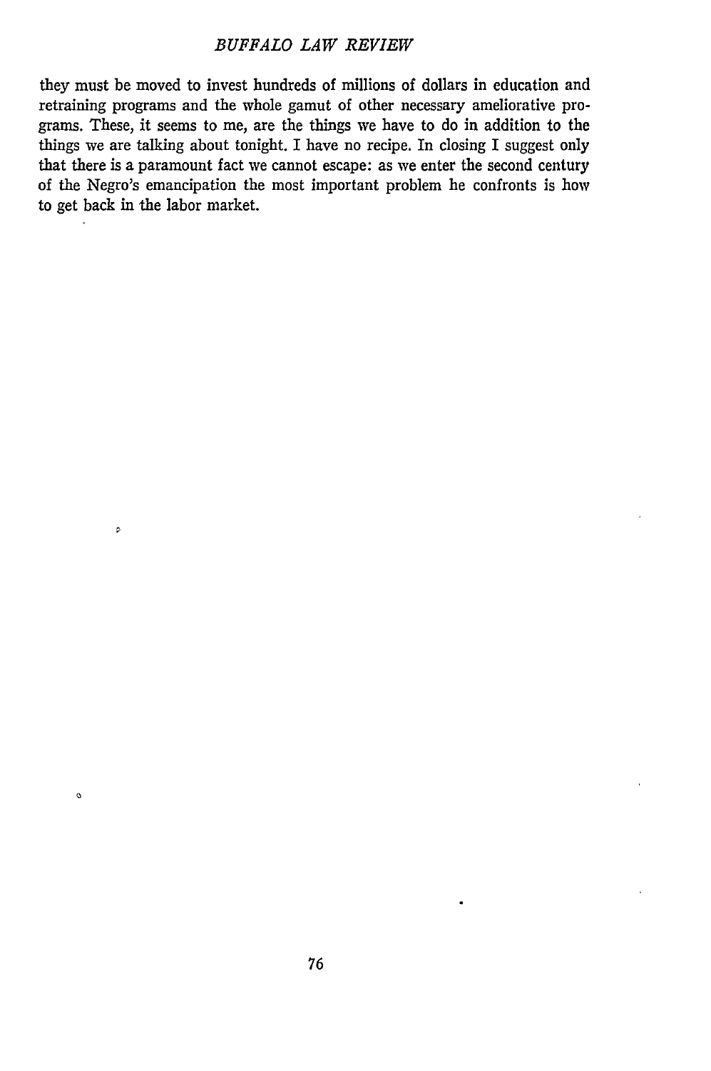they must be moved to invest hundreds of millions of dollars in education and retraining programs and the whole gamut of other necessary ameliorative programs. These, it seems to me, are the things we have to do in addition to the things we are talking about tonight. I have no recipe. In closing I suggest only that there is a paramount fact we cannot escape: as we enter the second century of the Negro's emancipation the most important problem he confronts is how to get back in the labor market.